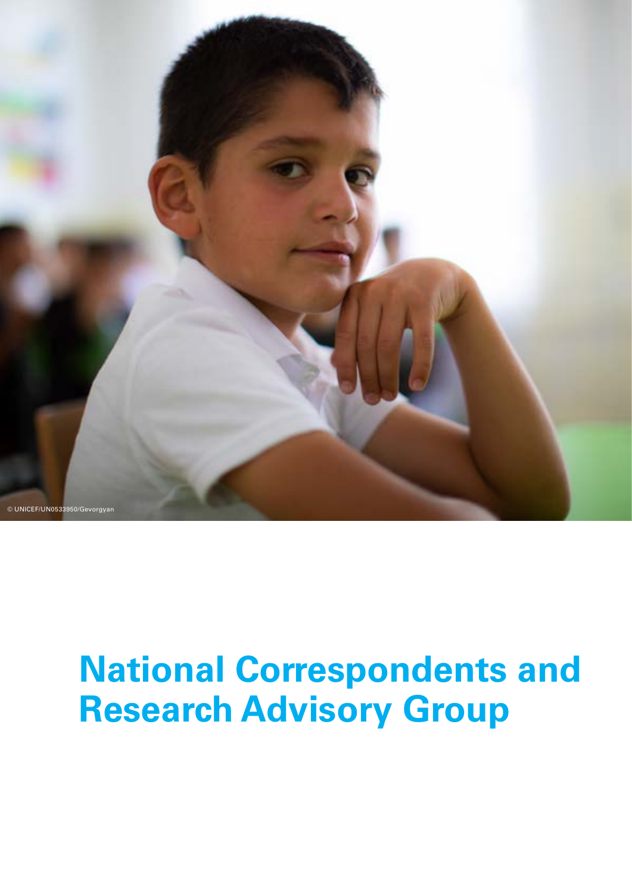© UNICEF/UN0533950/Gevorgyan

# National Correspondents and Research Advisory Group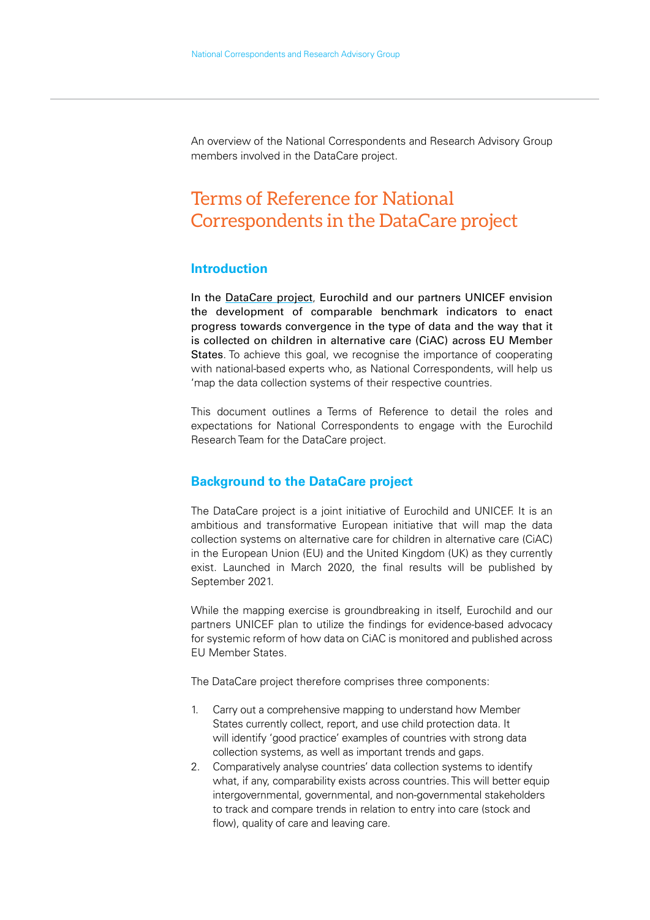An overview of the National Correspondents and Research Advisory Group members involved in the DataCare project.

# Terms of Reference for National Correspondents in the DataCare project

## Introduction

**In the DataCare project, Eurochild and our partners UNICEF envision the development of comparable benchmark indicators to enact progress towards convergence in the type of data and the way that it is collected on children in alternative care (CiAC) across EU Member States**. To achieve this goal, we recognise the importance of cooperating with national-based experts who, as National Correspondents, will help us 'map the data collection systems of their respective countries.

This document outlines a Terms of Reference to detail the roles and expectations for National Correspondents to engage with the Eurochild Research Team for the DataCare project.

## Background to the DataCare project

The DataCare project is a joint initiative of Eurochild and UNICEF. It is an ambitious and transformative European initiative that will map the data collection systems on alternative care for children in alternative care (CiAC) in the European Union (EU) and the United Kingdom (UK) as they currently exist. Launched in March 2020, the final results will be published by September 2021.

While the mapping exercise is groundbreaking in itself, Eurochild and our partners UNICEF plan to utilize the findings for evidence-based advocacy for systemic reform of how data on CiAC is monitored and published across EU Member States.

The DataCare project therefore comprises three components:

1. Carry out a comprehensive mapping to understand how Member States currently collect, report, and use child protection data. It will identify 'good practice' examples of countries with strong data collection systems, as well as important trends and gaps.
2. Comparatively analyse countries' data collection systems to identify what, if any, comparability exists across countries. This will better equip intergovernmental, governmental, and non-governmental stakeholders to track and compare trends in relation to entry into care (stock and flow), quality of care and leaving care.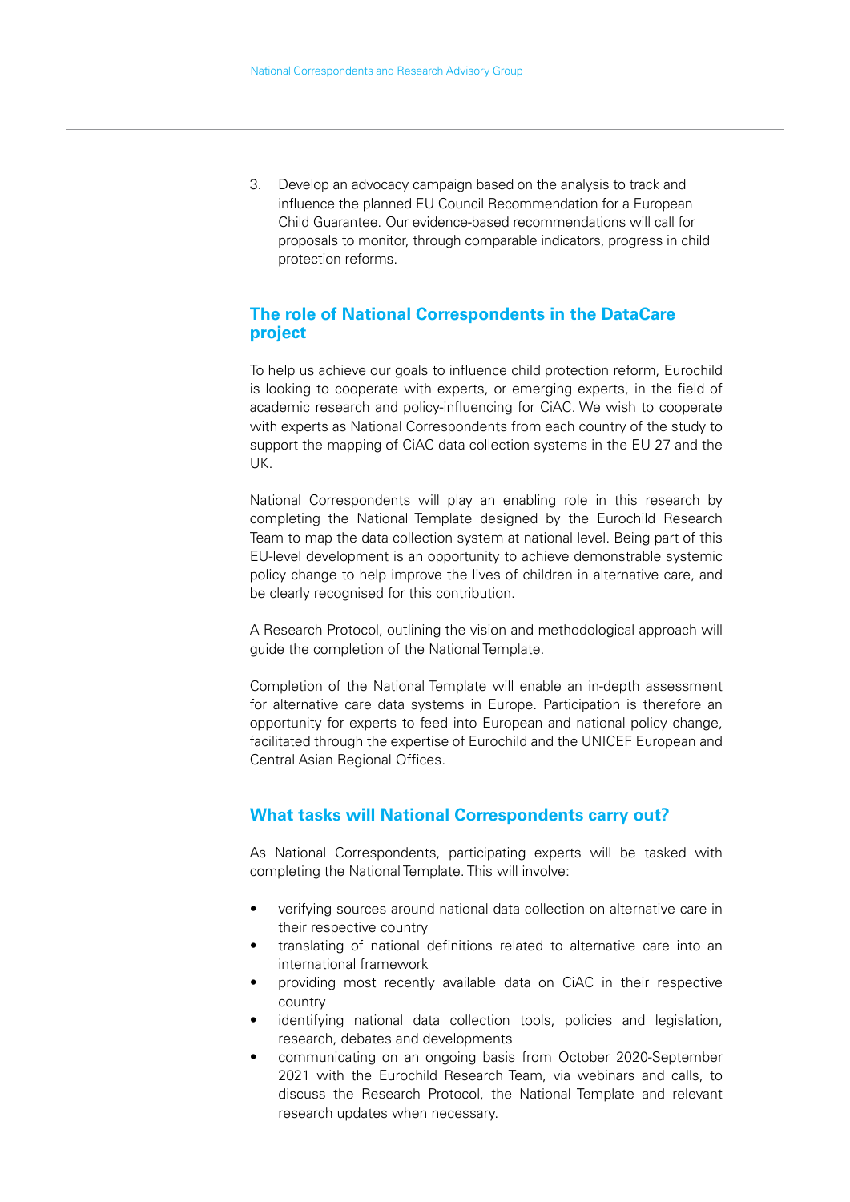3. Develop an advocacy campaign based on the analysis to track and influence the planned EU Council Recommendation for a European Child Guarantee. Our evidence-based recommendations will call for proposals to monitor, through comparable indicators, progress in child protection reforms.

## The role of National Correspondents in the DataCare project

To help us achieve our goals to influence child protection reform, Eurochild is looking to cooperate with experts, or emerging experts, in the field of academic research and policy-influencing for CiAC. We wish to cooperate with experts as National Correspondents from each country of the study to support the mapping of CiAC data collection systems in the EU 27 and the UK.

National Correspondents will play an enabling role in this research by completing the National Template designed by the Eurochild Research Team to map the data collection system at national level. Being part of this EU-level development is an opportunity to achieve demonstrable systemic policy change to help improve the lives of children in alternative care, and be clearly recognised for this contribution.

A Research Protocol, outlining the vision and methodological approach will guide the completion of the National Template.

Completion of the National Template will enable an in-depth assessment for alternative care data systems in Europe. Participation is therefore an opportunity for experts to feed into European and national policy change, facilitated through the expertise of Eurochild and the UNICEF European and Central Asian Regional Offices.

## What tasks will National Correspondents carry out?

As National Correspondents, participating experts will be tasked with completing the National Template. This will involve:

- verifying sources around national data collection on alternative care in their respective country
- translating of national definitions related to alternative care into an international framework
- providing most recently available data on CiAC in their respective country
- identifying national data collection tools, policies and legislation, research, debates and developments
- communicating on an ongoing basis from October 2020-September 2021 with the Eurochild Research Team, via webinars and calls, to discuss the Research Protocol, the National Template and relevant research updates when necessary.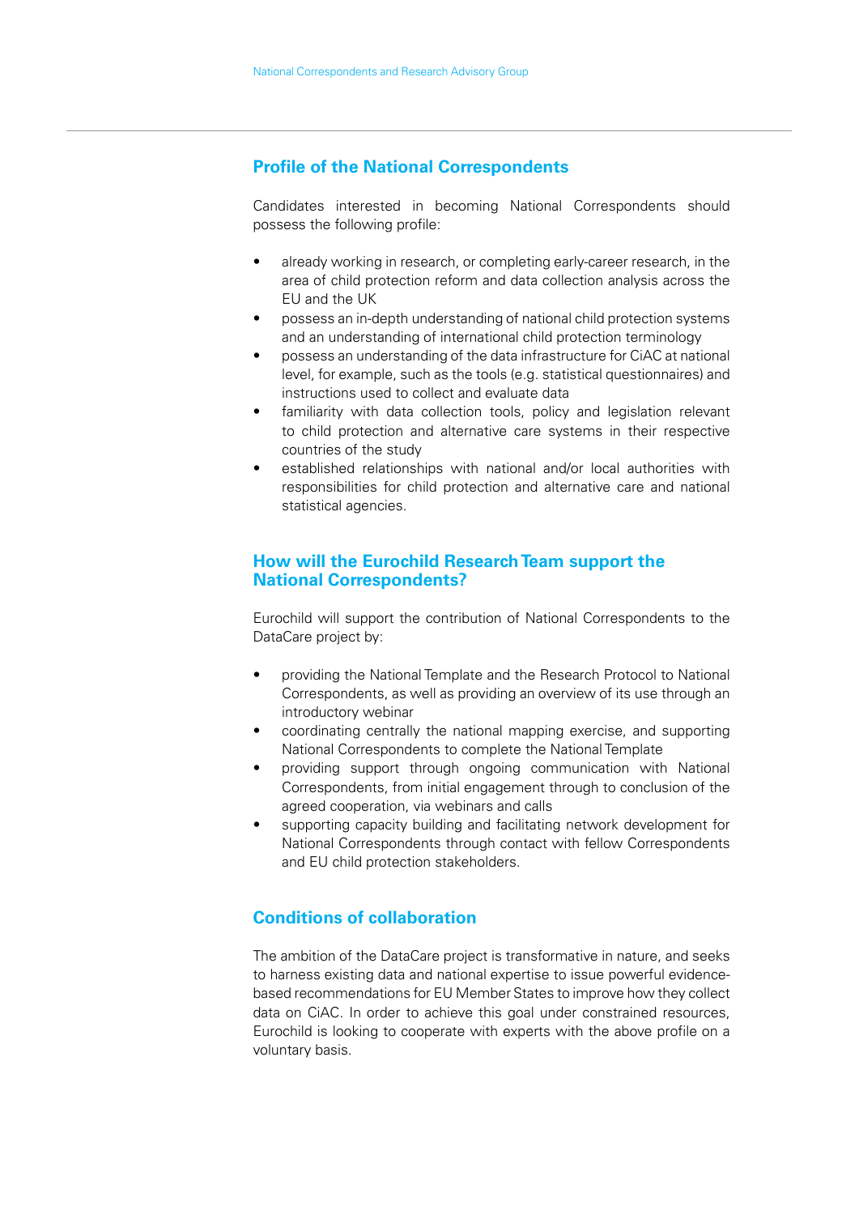## Profile of the National Correspondents

Candidates interested in becoming National Correspondents should possess the following profile:

- already working in research, or completing early-career research, in the area of child protection reform and data collection analysis across the EU and the UK
- possess an in-depth understanding of national child protection systems and an understanding of international child protection terminology
- possess an understanding of the data infrastructure for CiAC at national level, for example, such as the tools (e.g. statistical questionnaires) and instructions used to collect and evaluate data
- familiarity with data collection tools, policy and legislation relevant to child protection and alternative care systems in their respective countries of the study
- established relationships with national and/or local authorities with responsibilities for child protection and alternative care and national statistical agencies.

## How will the Eurochild Research Team support the National Correspondents?

Eurochild will support the contribution of National Correspondents to the DataCare project by:

- providing the National Template and the Research Protocol to National Correspondents, as well as providing an overview of its use through an introductory webinar
- coordinating centrally the national mapping exercise, and supporting National Correspondents to complete the National Template
- providing support through ongoing communication with National Correspondents, from initial engagement through to conclusion of the agreed cooperation, via webinars and calls
- supporting capacity building and facilitating network development for National Correspondents through contact with fellow Correspondents and EU child protection stakeholders.

## Conditions of collaboration

The ambition of the DataCare project is transformative in nature, and seeks to harness existing data and national expertise to issue powerful evidence-based recommendations for EU Member States to improve how they collect data on CiAC. In order to achieve this goal under constrained resources, Eurochild is looking to cooperate with experts with the above profile on a voluntary basis.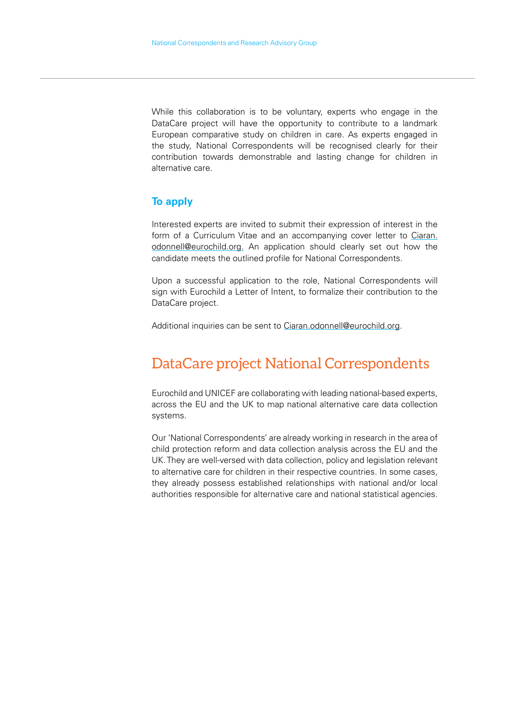While this collaboration is to be voluntary, experts who engage in the DataCare project will have the opportunity to contribute to a landmark European comparative study on children in care. As experts engaged in the study, National Correspondents will be recognised clearly for their contribution towards demonstrable and lasting change for children in alternative care.

### To apply

Interested experts are invited to submit their expression of interest in the form of a Curriculum Vitae and an accompanying cover letter to Ciaran.odonnell@eurochild.org. An application should clearly set out how the candidate meets the outlined profile for National Correspondents.

Upon a successful application to the role, National Correspondents will sign with Eurochild a Letter of Intent, to formalize their contribution to the DataCare project.

Additional inquiries can be sent to Ciaran.odonnell@eurochild.org.

## DataCare project National Correspondents

Eurochild and UNICEF are collaborating with leading national-based experts, across the EU and the UK to map national alternative care data collection systems.

Our 'National Correspondents' are already working in research in the area of child protection reform and data collection analysis across the EU and the UK. They are well-versed with data collection, policy and legislation relevant to alternative care for children in their respective countries. In some cases, they already possess established relationships with national and/or local authorities responsible for alternative care and national statistical agencies.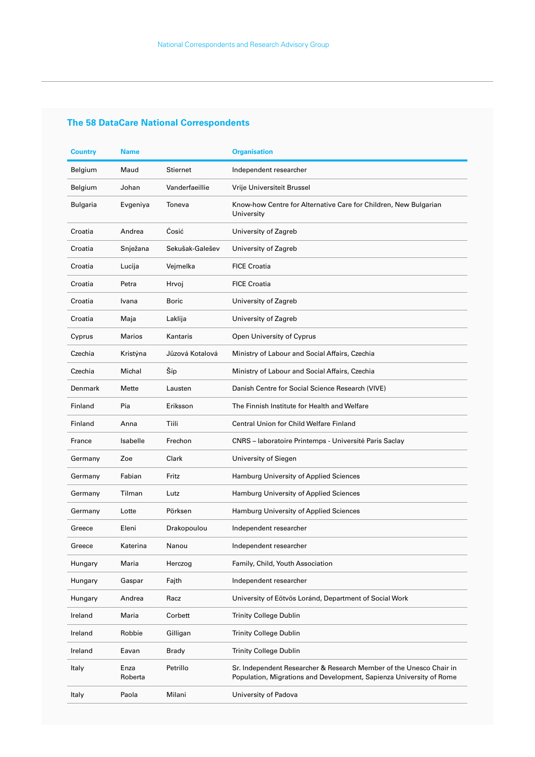## The 58 DataCare National Correspondents

| Country | Name | | Organisation |
|---|---|---|---|
| Belgium | Maud | Stiernet | Independent researcher |
| Belgium | Johan | Vanderfaeillie | Vrije Universiteit Brussel |
| Bulgaria | Evgeniya | Toneva | Know-how Centre for Alternative Care for Children, New Bulgarian University |
| Croatia | Andrea | Ćosić | University of Zagreb |
| Croatia | Snježana | Sekušak-Galešev | University of Zagreb |
| Croatia | Lucija | Vejmelka | FICE Croatia |
| Croatia | Petra | Hrvoj | FICE Croatia |
| Croatia | Ivana | Boric | University of Zagreb |
| Croatia | Maja | Laklija | University of Zagreb |
| Cyprus | Marios | Kantaris | Open University of Cyprus |
| Czechia | Kristýna | Jůzová Kotalová | Ministry of Labour and Social Affairs, Czechia |
| Czechia | Michal | Šíp | Ministry of Labour and Social Affairs, Czechia |
| Denmark | Mette | Lausten | Danish Centre for Social Science Research (VIVE) |
| Finland | Pia | Eriksson | The Finnish Institute for Health and Welfare |
| Finland | Anna | Tiili | Central Union for Child Welfare Finland |
| France | Isabelle | Frechon | CNRS – laboratoire Printemps - Université Paris Saclay |
| Germany | Zoe | Clark | University of Siegen |
| Germany | Fabian | Fritz | Hamburg University of Applied Sciences |
| Germany | Tilman | Lutz | Hamburg University of Applied Sciences |
| Germany | Lotte | Pörksen | Hamburg University of Applied Sciences |
| Greece | Eleni | Drakopoulou | Independent researcher |
| Greece | Katerina | Nanou | Independent researcher |
| Hungary | Maria | Herczog | Family, Child, Youth Association |
| Hungary | Gaspar | Fajth | Independent researcher |
| Hungary | Andrea | Racz | University of Eötvös Loránd, Department of Social Work |
| Ireland | Maria | Corbett | Trinity College Dublin |
| Ireland | Robbie | Gilligan | Trinity College Dublin |
| Ireland | Eavan | Brady | Trinity College Dublin |
| Italy | Enza Roberta | Petrillo | Sr. Independent Researcher & Research Member of the Unesco Chair in Population, Migrations and Development, Sapienza University of Rome |
| Italy | Paola | Milani | University of Padova |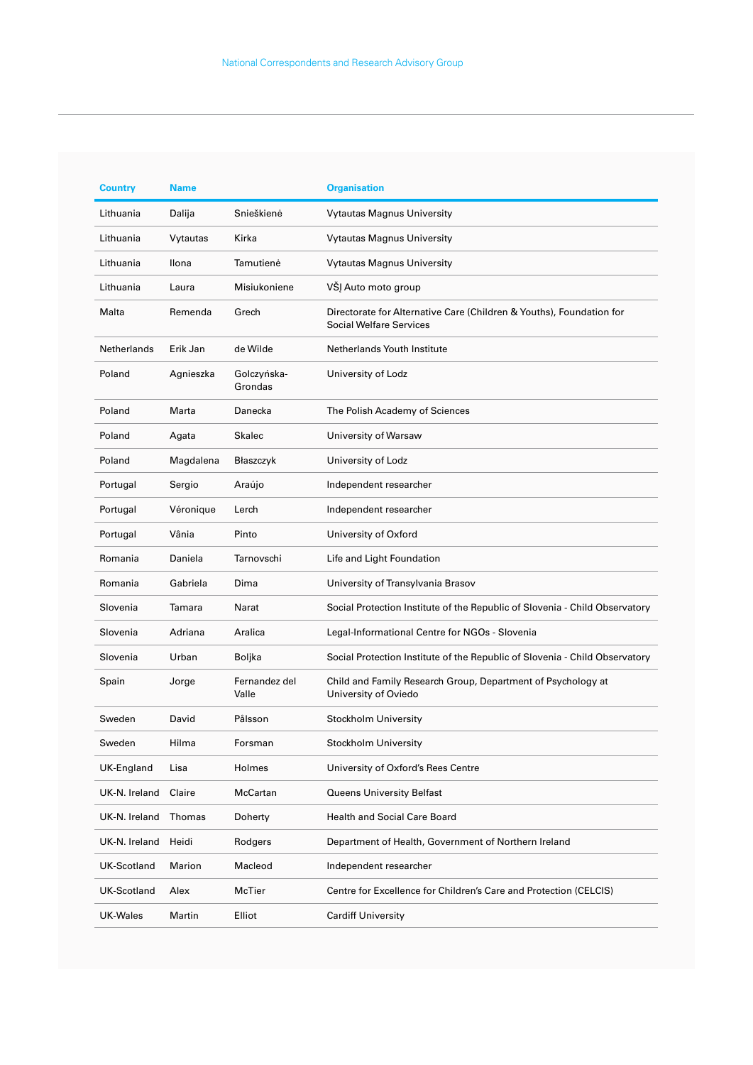National Correspondents and Research Advisory Group

| Country | Name | | Organisation |
|---|---|---|---|
| Lithuania | Dalija | Snieškienė | Vytautas Magnus University |
| Lithuania | Vytautas | Kirka | Vytautas Magnus University |
| Lithuania | Ilona | Tamutienė | Vytautas Magnus University |
| Lithuania | Laura | Misiukoniene | VŠĮ Auto moto group |
| Malta | Remenda | Grech | Directorate for Alternative Care (Children & Youths), Foundation for Social Welfare Services |
| Netherlands | Erik Jan | de Wilde | Netherlands Youth Institute |
| Poland | Agnieszka | Golczyńska-Grondas | University of Lodz |
| Poland | Marta | Danecka | The Polish Academy of Sciences |
| Poland | Agata | Skalec | University of Warsaw |
| Poland | Magdalena | Błaszczyk | University of Lodz |
| Portugal | Sergio | Araújo | Independent researcher |
| Portugal | Véronique | Lerch | Independent researcher |
| Portugal | Vânia | Pinto | University of Oxford |
| Romania | Daniela | Tarnovschi | Life and Light Foundation |
| Romania | Gabriela | Dima | University of Transylvania Brasov |
| Slovenia | Tamara | Narat | Social Protection Institute of the Republic of Slovenia - Child Observatory |
| Slovenia | Adriana | Aralica | Legal-Informational Centre for NGOs - Slovenia |
| Slovenia | Urban | Boljka | Social Protection Institute of the Republic of Slovenia - Child Observatory |
| Spain | Jorge | Fernandez del Valle | Child and Family Research Group, Department of Psychology at University of Oviedo |
| Sweden | David | Pålsson | Stockholm University |
| Sweden | Hilma | Forsman | Stockholm University |
| UK-England | Lisa | Holmes | University of Oxford's Rees Centre |
| UK-N. Ireland | Claire | McCartan | Queens University Belfast |
| UK-N. Ireland | Thomas | Doherty | Health and Social Care Board |
| UK-N. Ireland | Heidi | Rodgers | Department of Health, Government of Northern Ireland |
| UK-Scotland | Marion | Macleod | Independent researcher |
| UK-Scotland | Alex | McTier | Centre for Excellence for Children's Care and Protection (CELCIS) |
| UK-Wales | Martin | Elliot | Cardiff University |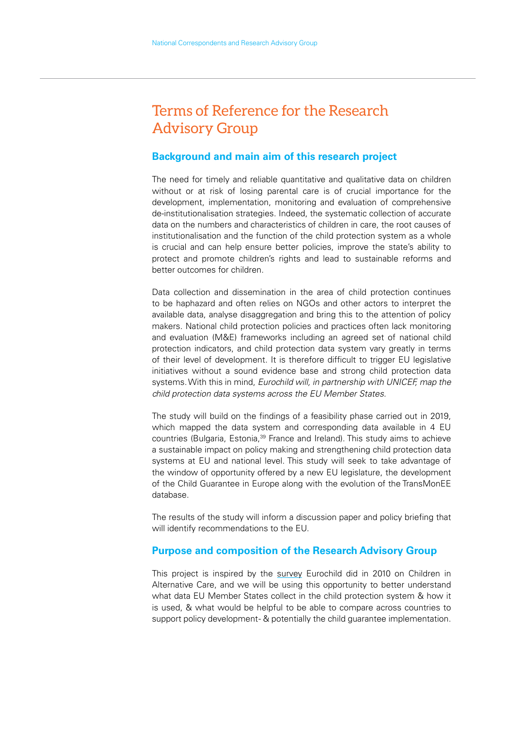# Terms of Reference for the Research Advisory Group

## Background and main aim of this research project

The need for timely and reliable quantitative and qualitative data on children without or at risk of losing parental care is of crucial importance for the development, implementation, monitoring and evaluation of comprehensive de-institutionalisation strategies. Indeed, the systematic collection of accurate data on the numbers and characteristics of children in care, the root causes of institutionalisation and the function of the child protection system as a whole is crucial and can help ensure better policies, improve the state's ability to protect and promote children's rights and lead to sustainable reforms and better outcomes for children.

Data collection and dissemination in the area of child protection continues to be haphazard and often relies on NGOs and other actors to interpret the available data, analyse disaggregation and bring this to the attention of policy makers. National child protection policies and practices often lack monitoring and evaluation (M&E) frameworks including an agreed set of national child protection indicators, and child protection data system vary greatly in terms of their level of development. It is therefore difficult to trigger EU legislative initiatives without a sound evidence base and strong child protection data systems. With this in mind, *Eurochild will, in partnership with UNICEF, map the child protection data systems across the EU Member States.*

The study will build on the findings of a feasibility phase carried out in 2019, which mapped the data system and corresponding data available in 4 EU countries (Bulgaria, Estonia,[39] France and Ireland). This study aims to achieve a sustainable impact on policy making and strengthening child protection data systems at EU and national level. This study will seek to take advantage of the window of opportunity offered by a new EU legislature, the development of the Child Guarantee in Europe along with the evolution of the TransMonEE database.

The results of the study will inform a discussion paper and policy briefing that will identify recommendations to the EU.

## Purpose and composition of the Research Advisory Group

This project is inspired by the survey Eurochild did in 2010 on Children in Alternative Care, and we will be using this opportunity to better understand what data EU Member States collect in the child protection system & how it is used, & what would be helpful to be able to compare across countries to support policy development- & potentially the child guarantee implementation.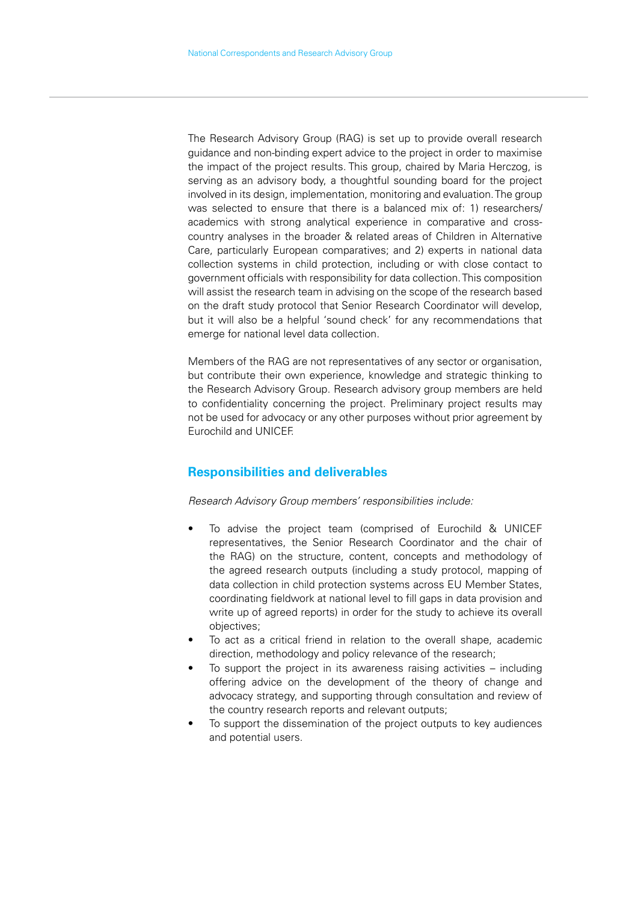The Research Advisory Group (RAG) is set up to provide overall research guidance and non-binding expert advice to the project in order to maximise the impact of the project results. This group, chaired by Maria Herczog, is serving as an advisory body, a thoughtful sounding board for the project involved in its design, implementation, monitoring and evaluation. The group was selected to ensure that there is a balanced mix of: 1) researchers/ academics with strong analytical experience in comparative and cross-country analyses in the broader & related areas of Children in Alternative Care, particularly European comparatives; and 2) experts in national data collection systems in child protection, including or with close contact to government officials with responsibility for data collection. This composition will assist the research team in advising on the scope of the research based on the draft study protocol that Senior Research Coordinator will develop, but it will also be a helpful 'sound check' for any recommendations that emerge for national level data collection.

Members of the RAG are not representatives of any sector or organisation, but contribute their own experience, knowledge and strategic thinking to the Research Advisory Group. Research advisory group members are held to confidentiality concerning the project. Preliminary project results may not be used for advocacy or any other purposes without prior agreement by Eurochild and UNICEF.

## Responsibilities and deliverables

*Research Advisory Group members' responsibilities include:*

- To advise the project team (comprised of Eurochild & UNICEF representatives, the Senior Research Coordinator and the chair of the RAG) on the structure, content, concepts and methodology of the agreed research outputs (including a study protocol, mapping of data collection in child protection systems across EU Member States, coordinating fieldwork at national level to fill gaps in data provision and write up of agreed reports) in order for the study to achieve its overall objectives;
- To act as a critical friend in relation to the overall shape, academic direction, methodology and policy relevance of the research;
- To support the project in its awareness raising activities – including offering advice on the development of the theory of change and advocacy strategy, and supporting through consultation and review of the country research reports and relevant outputs;
- To support the dissemination of the project outputs to key audiences and potential users.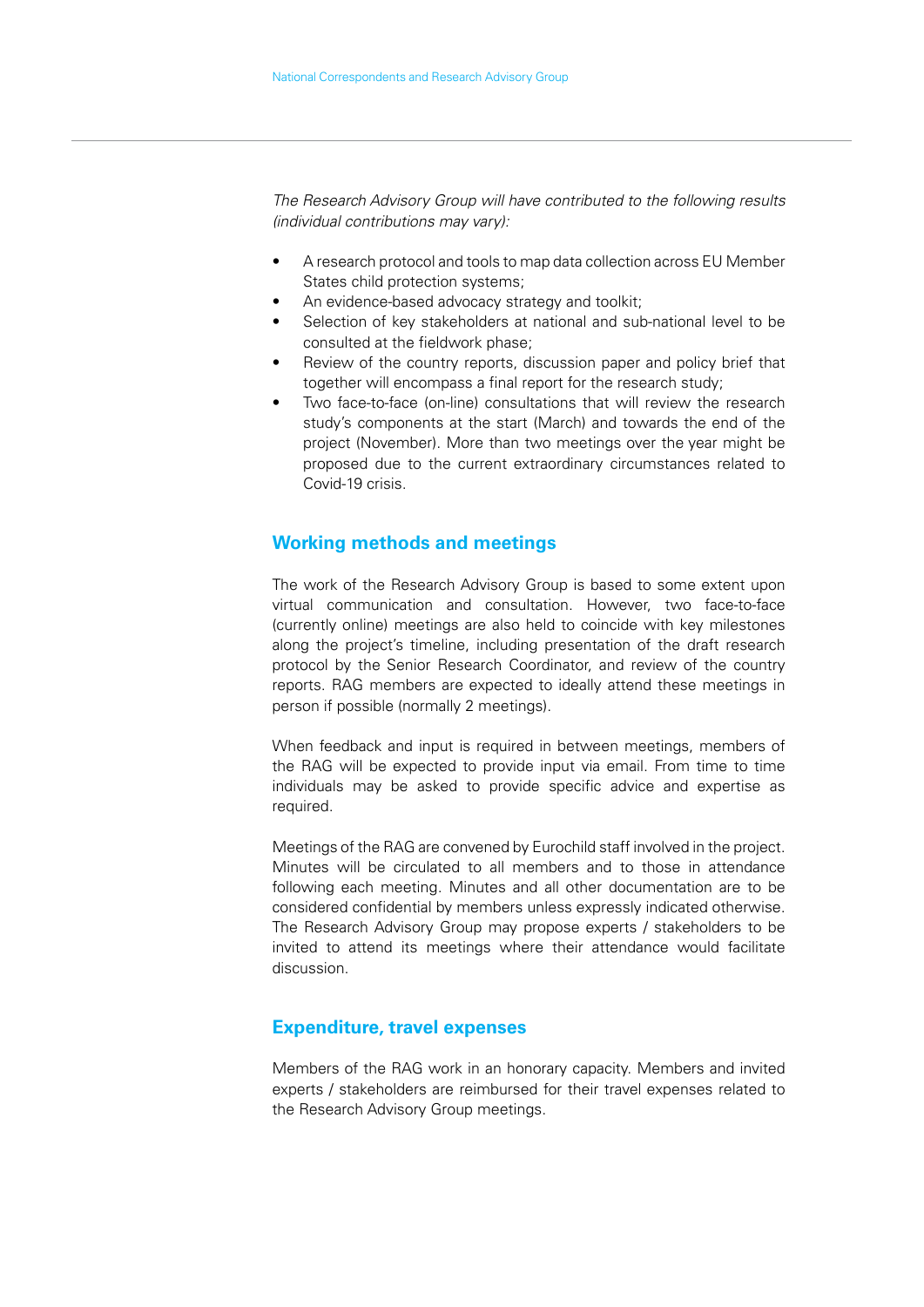*The Research Advisory Group will have contributed to the following results (individual contributions may vary):*

- A research protocol and tools to map data collection across EU Member States child protection systems;
- An evidence-based advocacy strategy and toolkit;
- Selection of key stakeholders at national and sub-national level to be consulted at the fieldwork phase;
- Review of the country reports, discussion paper and policy brief that together will encompass a final report for the research study;
- Two face-to-face (on-line) consultations that will review the research study's components at the start (March) and towards the end of the project (November). More than two meetings over the year might be proposed due to the current extraordinary circumstances related to Covid-19 crisis.

## Working methods and meetings

The work of the Research Advisory Group is based to some extent upon virtual communication and consultation. However, two face-to-face (currently online) meetings are also held to coincide with key milestones along the project's timeline, including presentation of the draft research protocol by the Senior Research Coordinator, and review of the country reports. RAG members are expected to ideally attend these meetings in person if possible (normally 2 meetings).

When feedback and input is required in between meetings, members of the RAG will be expected to provide input via email. From time to time individuals may be asked to provide specific advice and expertise as required.

Meetings of the RAG are convened by Eurochild staff involved in the project. Minutes will be circulated to all members and to those in attendance following each meeting. Minutes and all other documentation are to be considered confidential by members unless expressly indicated otherwise. The Research Advisory Group may propose experts / stakeholders to be invited to attend its meetings where their attendance would facilitate discussion.

## Expenditure, travel expenses

Members of the RAG work in an honorary capacity. Members and invited experts / stakeholders are reimbursed for their travel expenses related to the Research Advisory Group meetings.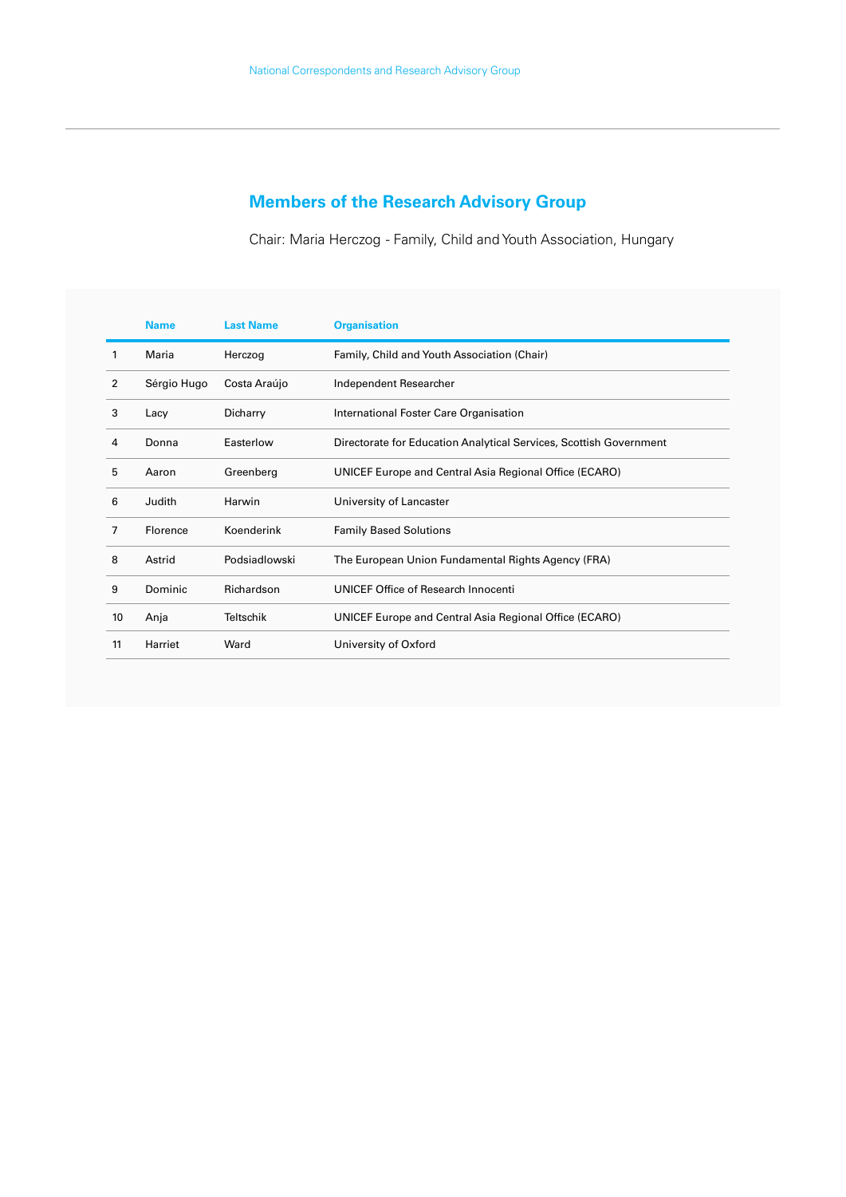## Members of the Research Advisory Group

Chair: Maria Herczog - Family, Child and Youth Association, Hungary

| | Name | Last Name | Organisation |
|---|---|---|---|
| 1 | Maria | Herczog | Family, Child and Youth Association (Chair) |
| 2 | Sérgio Hugo | Costa Araújo | Independent Researcher |
| 3 | Lacy | Dicharry | International Foster Care Organisation |
| 4 | Donna | Easterlow | Directorate for Education Analytical Services, Scottish Government |
| 5 | Aaron | Greenberg | UNICEF Europe and Central Asia Regional Office (ECARO) |
| 6 | Judith | Harwin | University of Lancaster |
| 7 | Florence | Koenderink | Family Based Solutions |
| 8 | Astrid | Podsiadlowski | The European Union Fundamental Rights Agency (FRA) |
| 9 | Dominic | Richardson | UNICEF Office of Research Innocenti |
| 10 | Anja | Teltschik | UNICEF Europe and Central Asia Regional Office (ECARO) |
| 11 | Harriet | Ward | University of Oxford |